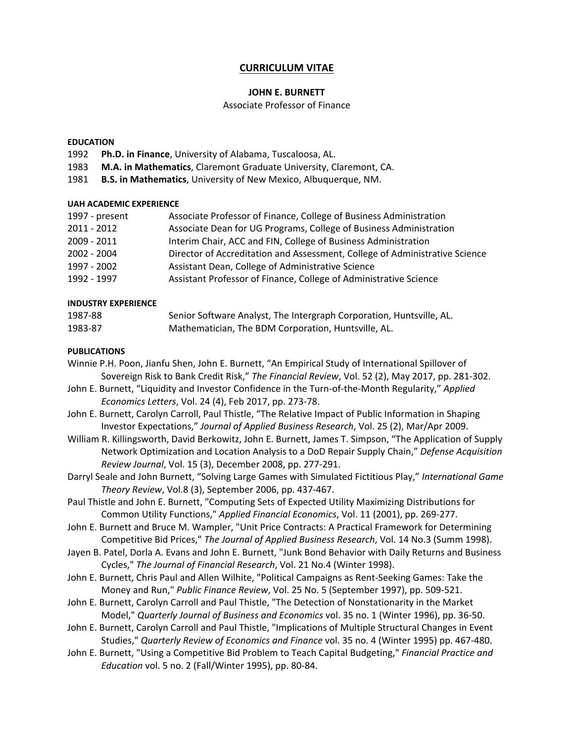# CURRICULUM VITAE

**JOHN E. BURNETT**

Associate Professor of Finance

### EDUCATION

1992 **Ph.D. in Finance**, University of Alabama, Tuscaloosa, AL.

1983 **M.A. in Mathematics**, Claremont Graduate University, Claremont, CA.

1981 **B.S. in Mathematics**, University of New Mexico, Albuquerque, NM.

### UAH ACADEMIC EXPERIENCE

| | |
|---|---|
| 1997 - present | Associate Professor of Finance, College of Business Administration |
| 2011 - 2012 | Associate Dean for UG Programs, College of Business Administration |
| 2009 - 2011 | Interim Chair, ACC and FIN, College of Business Administration |
| 2002 - 2004 | Director of Accreditation and Assessment, College of Administrative Science |
| 1997 - 2002 | Assistant Dean, College of Administrative Science |
| 1992 - 1997 | Assistant Professor of Finance, College of Administrative Science |

### INDUSTRY EXPERIENCE

| | |
|---|---|
| 1987-88 | Senior Software Analyst, The Intergraph Corporation, Huntsville, AL. |
| 1983-87 | Mathematician, The BDM Corporation, Huntsville, AL. |

### PUBLICATIONS

Winnie P.H. Poon, Jianfu Shen, John E. Burnett, "An Empirical Study of International Spillover of Sovereign Risk to Bank Credit Risk," *The Financial Review*, Vol. 52 (2), May 2017, pp. 281-302.

John E. Burnett, "Liquidity and Investor Confidence in the Turn-of-the-Month Regularity," *Applied Economics Letters*, Vol. 24 (4), Feb 2017, pp. 273-78.

John E. Burnett, Carolyn Carroll, Paul Thistle, "The Relative Impact of Public Information in Shaping Investor Expectations," *Journal of Applied Business Research*, Vol. 25 (2), Mar/Apr 2009.

William R. Killingsworth, David Berkowitz, John E. Burnett, James T. Simpson, "The Application of Supply Network Optimization and Location Analysis to a DoD Repair Supply Chain," *Defense Acquisition Review Journal*, Vol. 15 (3), December 2008, pp. 277-291.

Darryl Seale and John Burnett, "Solving Large Games with Simulated Fictitious Play," *International Game Theory Review*, Vol.8 (3), September 2006, pp. 437-467.

Paul Thistle and John E. Burnett, "Computing Sets of Expected Utility Maximizing Distributions for Common Utility Functions," *Applied Financial Economics*, Vol. 11 (2001), pp. 269-277.

John E. Burnett and Bruce M. Wampler, "Unit Price Contracts: A Practical Framework for Determining Competitive Bid Prices," *The Journal of Applied Business Research*, Vol. 14 No.3 (Summ 1998).

Jayen B. Patel, Dorla A. Evans and John E. Burnett, "Junk Bond Behavior with Daily Returns and Business Cycles," *The Journal of Financial Research*, Vol. 21 No.4 (Winter 1998).

John E. Burnett, Chris Paul and Allen Wilhite, "Political Campaigns as Rent-Seeking Games: Take the Money and Run," *Public Finance Review*, Vol. 25 No. 5 (September 1997), pp. 509-521.

John E. Burnett, Carolyn Carroll and Paul Thistle, "The Detection of Nonstationarity in the Market Model," *Quarterly Journal of Business and Economics* vol. 35 no. 1 (Winter 1996), pp. 36-50.

John E. Burnett, Carolyn Carroll and Paul Thistle, "Implications of Multiple Structural Changes in Event Studies," *Quarterly Review of Economics and Finance* vol. 35 no. 4 (Winter 1995) pp. 467-480.

John E. Burnett, "Using a Competitive Bid Problem to Teach Capital Budgeting," *Financial Practice and Education* vol. 5 no. 2 (Fall/Winter 1995), pp. 80-84.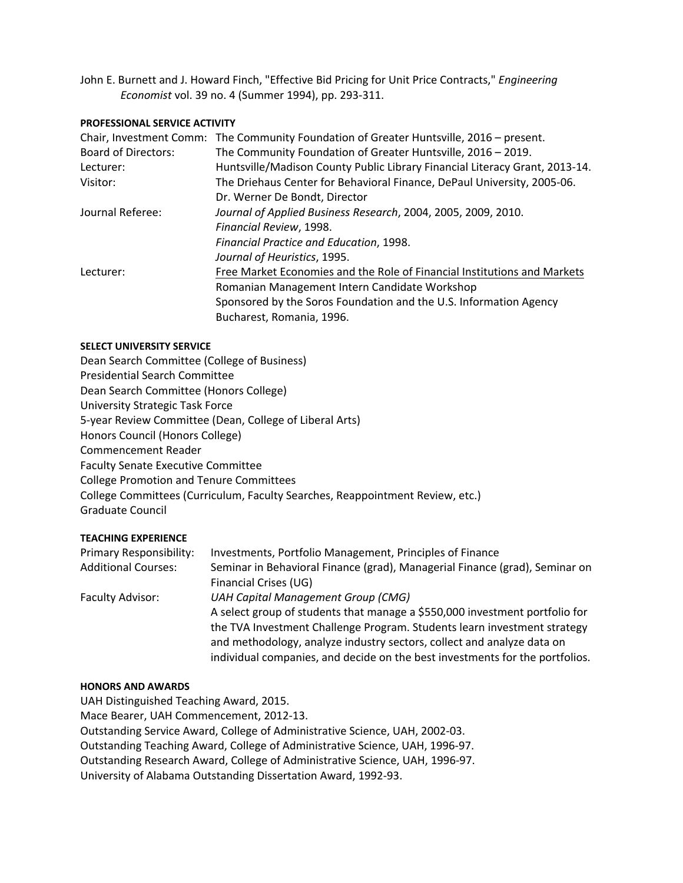John E. Burnett and J. Howard Finch, "Effective Bid Pricing for Unit Price Contracts," *Engineering Economist* vol. 39 no. 4 (Summer 1994), pp. 293-311.

**PROFESSIONAL SERVICE ACTIVITY**

| | |
|---|---|
| Chair, Investment Comm: | The Community Foundation of Greater Huntsville, 2016 – present. |
| Board of Directors: | The Community Foundation of Greater Huntsville, 2016 – 2019. |
| Lecturer: | Huntsville/Madison County Public Library Financial Literacy Grant, 2013-14. |
| Visitor: | The Driehaus Center for Behavioral Finance, DePaul University, 2005-06. Dr. Werner De Bondt, Director |
| Journal Referee: | *Journal of Applied Business Research*, 2004, 2005, 2009, 2010. *Financial Review*, 1998. *Financial Practice and Education*, 1998. *Journal of Heuristics*, 1995. |
| Lecturer: | Free Market Economies and the Role of Financial Institutions and Markets Romanian Management Intern Candidate Workshop Sponsored by the Soros Foundation and the U.S. Information Agency Bucharest, Romania, 1996. |

**SELECT UNIVERSITY SERVICE**

Dean Search Committee (College of Business)
Presidential Search Committee
Dean Search Committee (Honors College)
University Strategic Task Force
5-year Review Committee (Dean, College of Liberal Arts)
Honors Council (Honors College)
Commencement Reader
Faculty Senate Executive Committee
College Promotion and Tenure Committees
College Committees (Curriculum, Faculty Searches, Reappointment Review, etc.)
Graduate Council

**TEACHING EXPERIENCE**

| | |
|---|---|
| Primary Responsibility: | Investments, Portfolio Management, Principles of Finance |
| Additional Courses: | Seminar in Behavioral Finance (grad), Managerial Finance (grad), Seminar on Financial Crises (UG) |
| Faculty Advisor: | *UAH Capital Management Group (CMG)* A select group of students that manage a $550,000 investment portfolio for the TVA Investment Challenge Program. Students learn investment strategy and methodology, analyze industry sectors, collect and analyze data on individual companies, and decide on the best investments for the portfolios. |

**HONORS AND AWARDS**

UAH Distinguished Teaching Award, 2015.
Mace Bearer, UAH Commencement, 2012-13.
Outstanding Service Award, College of Administrative Science, UAH, 2002-03.
Outstanding Teaching Award, College of Administrative Science, UAH, 1996-97.
Outstanding Research Award, College of Administrative Science, UAH, 1996-97.
University of Alabama Outstanding Dissertation Award, 1992-93.